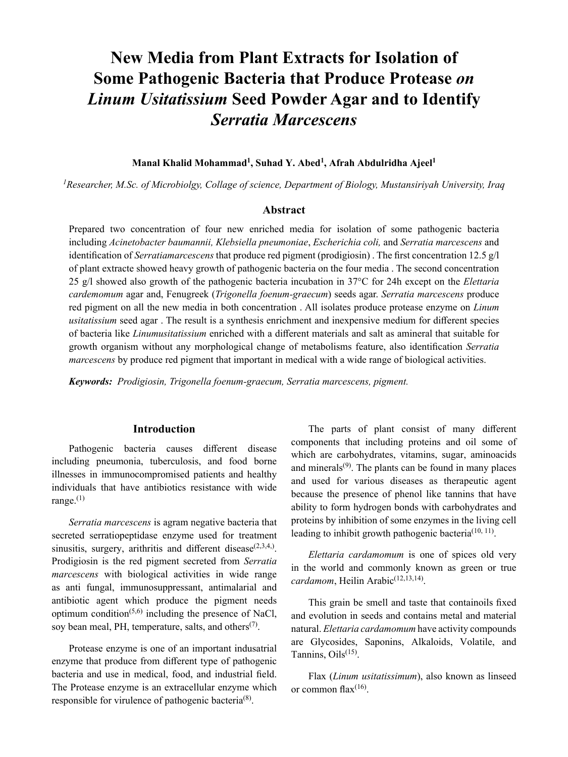# New Media from Plant Extracts for Isolation of Some Pathogenic Bacteria that Produce Protease *on Linum Usitatissium* Seed Powder Agar and to Identify *Serratia Marcescens*

**Manal Khalid Mohammad[1], Suhad Y. Abed[1], Afrah Abdulridha Ajeel[1]**

*[1]Researcher, M.Sc. of Microbiolgy, Collage of science, Department of Biology, Mustansiriyah University, Iraq*

## Abstract

Prepared two concentration of four new enriched media for isolation of some pathogenic bacteria including *Acinetobacter baumannii, Klebsiella pneumoniae*, *Escherichia coli,* and *Serratia marcescens* and identification of *Serratiamarcescens* that produce red pigment (prodigiosin) . The first concentration 12.5 g/l of plant extracte showed heavy growth of pathogenic bacteria on the four media . The second concentration 25 g/l showed also growth of the pathogenic bacteria incubation in 37°C for 24h except on the *Elettaria cardemomum* agar and, Fenugreek (*Trigonella foenum-graecum*) seeds agar. *Serratia marcescens* produce red pigment on all the new media in both concentration . All isolates produce protease enzyme on *Linum usitatissium* seed agar . The result is a synthesis enrichment and inexpensive medium for different species of bacteria like *Linumusitatissium* enriched with a different materials and salt as amineral that suitable for growth organism without any morphological change of metabolisms feature, also identification *Serratia marcescens* by produce red pigment that important in medical with a wide range of biological activities.

***Keywords:*** *Prodigiosin, Trigonella foenum-graecum, Serratia marcescens, pigment.*

## Introduction

Pathogenic bacteria causes different disease including pneumonia, tuberculosis, and food borne illnesses in immunocompromised patients and healthy individuals that have antibiotics resistance with wide range.[1]

*Serratia marcescens* is agram negative bacteria that secreted serratiopeptidase enzyme used for treatment sinusitis, surgery, arithritis and different disease[2,3,4,]. Prodigiosin is the red pigment secreted from *Serratia marcescens* with biological activities in wide range as anti fungal, immunosuppressant, antimalarial and antibiotic agent which produce the pigment needs optimum condition[5,6] including the presence of NaCl, soy bean meal, PH, temperature, salts, and others[7].

Protease enzyme is one of an important indusatrial enzyme that produce from different type of pathogenic bacteria and use in medical, food, and industrial field. The Protease enzyme is an extracellular enzyme which responsible for virulence of pathogenic bacteria[8].

The parts of plant consist of many different components that including proteins and oil some of which are carbohydrates, vitamins, sugar, aminoacids and minerals[9]. The plants can be found in many places and used for various diseases as therapeutic agent because the presence of phenol like tannins that have ability to form hydrogen bonds with carbohydrates and proteins by inhibition of some enzymes in the living cell leading to inhibit growth pathogenic bacteria[10, 11].

*Elettaria cardamomum* is one of spices old very in the world and commonly known as green or true *cardamom*, Heilin Arabic[12,13,14].

This grain be smell and taste that containoils fixed and evolution in seeds and contains metal and material natural. *Elettaria cardamomum* have activity compounds are Glycosides, Saponins, Alkaloids, Volatile, and Tannins, Oils[15].

Flax (*Linum usitatissimum*), also known as linseed or common flax[16].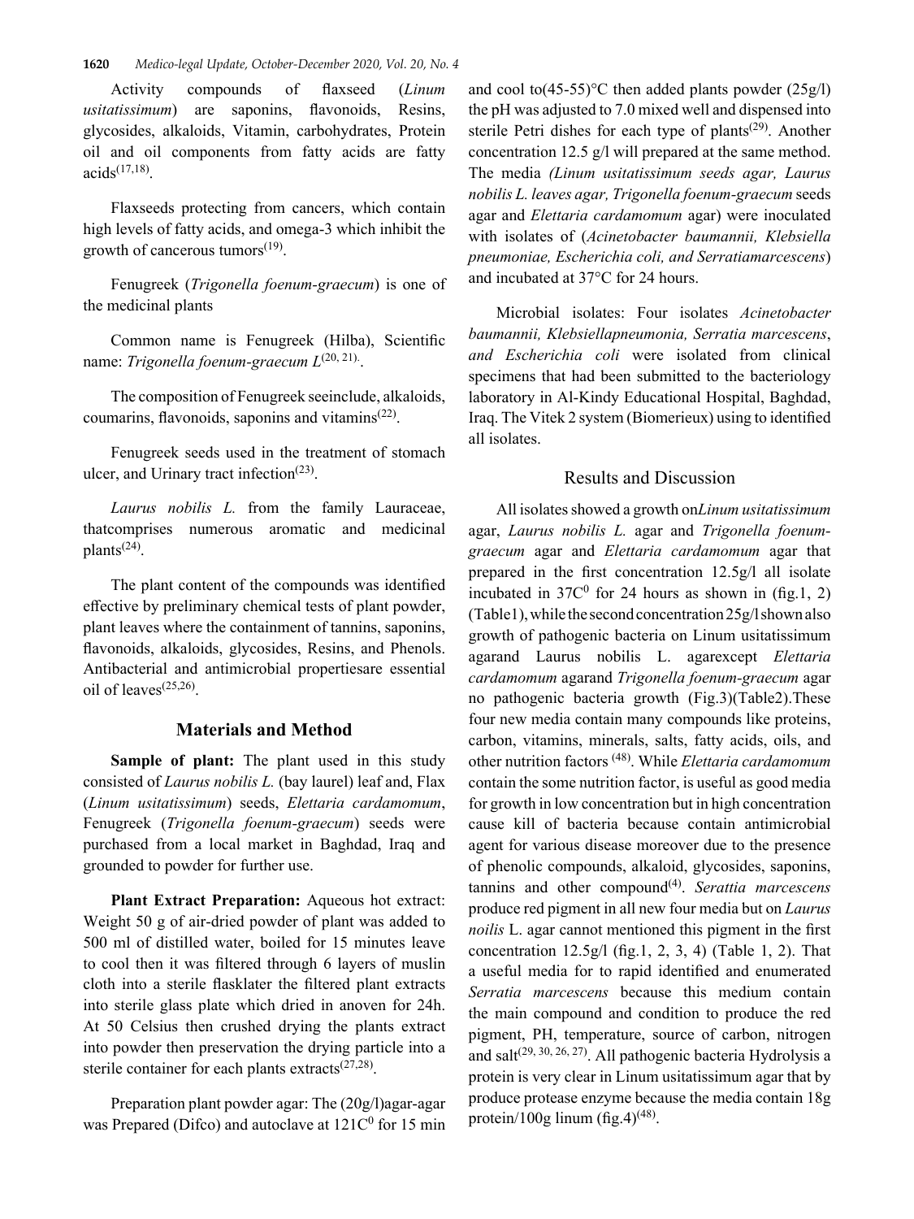Activity compounds of flaxseed (*Linum usitatissimum*) are saponins, flavonoids, Resins, glycosides, alkaloids, Vitamin, carbohydrates, Protein oil and oil components from fatty acids are fatty acids[17,18].

Flaxseeds protecting from cancers, which contain high levels of fatty acids, and omega-3 which inhibit the growth of cancerous tumors[19].

Fenugreek (*Trigonella foenum-graecum*) is one of the medicinal plants

Common name is Fenugreek (Hilba), Scientific name: *Trigonella foenum-graecum L*[20, 21]..

The composition of Fenugreek seeinclude, alkaloids, coumarins, flavonoids, saponins and vitamins[22].

Fenugreek seeds used in the treatment of stomach ulcer, and Urinary tract infection[23].

*Laurus nobilis L.* from the family Lauraceae, thatcomprises numerous aromatic and medicinal plants[24].

The plant content of the compounds was identified effective by preliminary chemical tests of plant powder, plant leaves where the containment of tannins, saponins, flavonoids, alkaloids, glycosides, Resins, and Phenols. Antibacterial and antimicrobial propertiesare essential oil of leaves[25,26].

## Materials and Method

**Sample of plant:** The plant used in this study consisted of *Laurus nobilis L.* (bay laurel) leaf and, Flax (*Linum usitatissimum*) seeds, *Elettaria cardamomum*, Fenugreek (*Trigonella foenum-graecum*) seeds were purchased from a local market in Baghdad, Iraq and grounded to powder for further use.

**Plant Extract Preparation:** Aqueous hot extract: Weight 50 g of air-dried powder of plant was added to 500 ml of distilled water, boiled for 15 minutes leave to cool then it was filtered through 6 layers of muslin cloth into a sterile flasklater the filtered plant extracts into sterile glass plate which dried in anoven for 24h. At 50 Celsius then crushed drying the plants extract into powder then preservation the drying particle into a sterile container for each plants extracts[27,28].

Preparation plant powder agar: The (20g/l)agar-agar was Prepared (Difco) and autoclave at $121C^0$ for 15 min and cool to(45-55)°C then added plants powder (25g/l) the pH was adjusted to 7.0 mixed well and dispensed into sterile Petri dishes for each type of plants[29]. Another concentration 12.5 g/l will prepared at the same method. The media *(Linum usitatissimum seeds agar, Laurus nobilis L. leaves agar, Trigonella foenum-graecum* seeds agar and *Elettaria cardamomum* agar) were inoculated with isolates of (*Acinetobacter baumannii, Klebsiella pneumoniae, Escherichia coli, and Serratiamarcescens*) and incubated at 37°C for 24 hours.

Microbial isolates: Four isolates *Acinetobacter baumannii, Klebsiellapneumonia, Serratia marcescens, and Escherichia coli* were isolated from clinical specimens that had been submitted to the bacteriology laboratory in Al-Kindy Educational Hospital, Baghdad, Iraq. The Vitek 2 system (Biomerieux) using to identified all isolates.

## Results and Discussion

All isolates showed a growth on*Linum usitatissimum* agar, *Laurus nobilis L.* agar and *Trigonella foenum-graecum* agar and *Elettaria cardamomum* agar that prepared in the first concentration 12.5g/l all isolate incubated in $37C^0$ for 24 hours as shown in (fig.1, 2) (Table1), while the second concentration 25g/l shown also growth of pathogenic bacteria on Linum usitatissimum agarand Laurus nobilis L. agarexcept *Elettaria cardamomum* agarand *Trigonella foenum-graecum* agar no pathogenic bacteria growth (Fig.3)(Table2).These four new media contain many compounds like proteins, carbon, vitamins, minerals, salts, fatty acids, oils, and other nutrition factors [48]. While *Elettaria cardamomum* contain the some nutrition factor, is useful as good media for growth in low concentration but in high concentration cause kill of bacteria because contain antimicrobial agent for various disease moreover due to the presence of phenolic compounds, alkaloid, glycosides, saponins, tannins and other compound[4]. *Serattia marcescens* produce red pigment in all new four media but on *Laurus noilis* L. agar cannot mentioned this pigment in the first concentration 12.5g/l (fig.1, 2, 3, 4) (Table 1, 2). That a useful media for to rapid identified and enumerated *Serratia marcescens* because this medium contain the main compound and condition to produce the red pigment, PH, temperature, source of carbon, nitrogen and salt[29, 30, 26, 27]. All pathogenic bacteria Hydrolysis a protein is very clear in Linum usitatissimum agar that by produce protease enzyme because the media contain 18g protein/100g linum (fig.4)[48].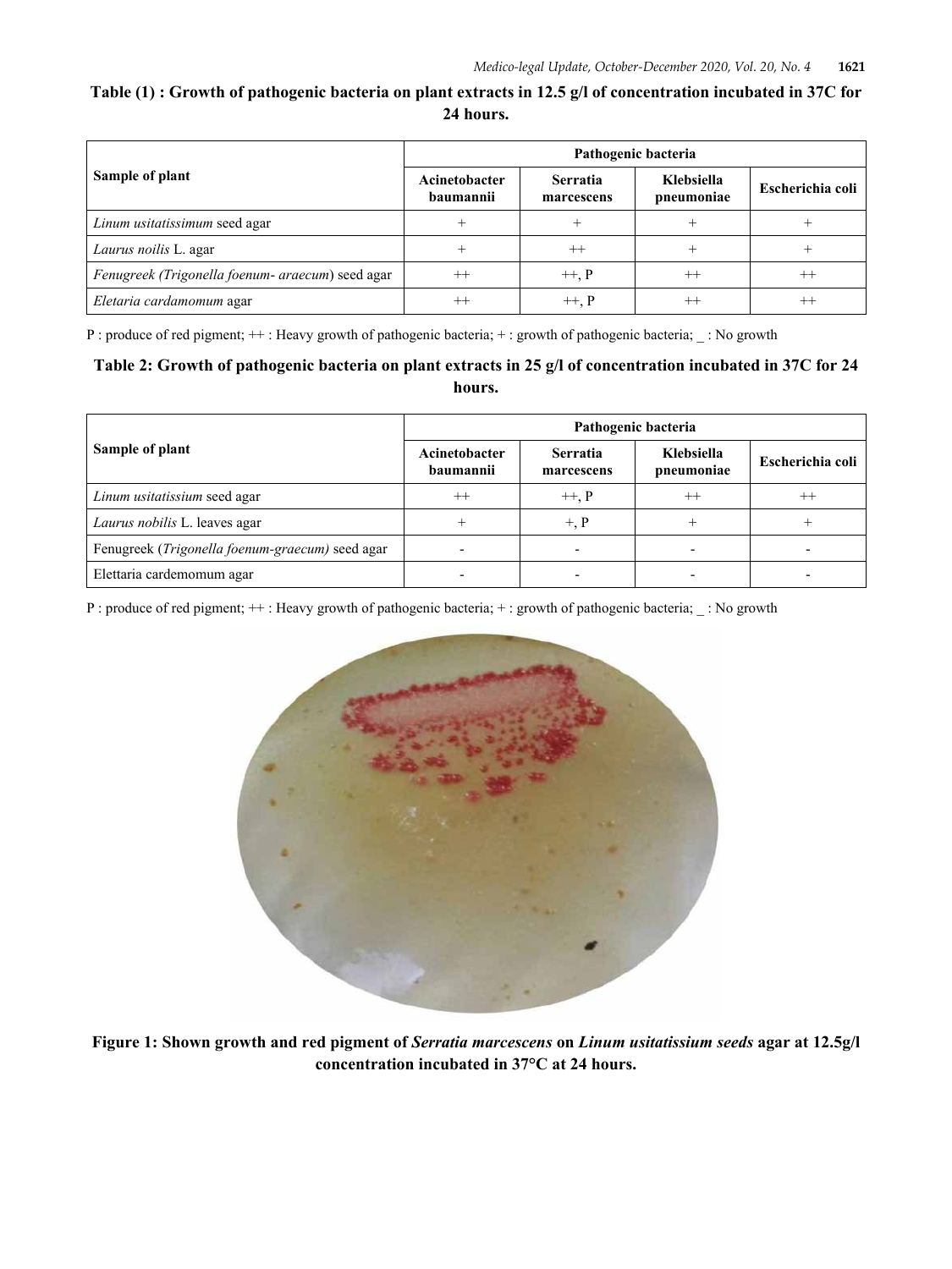**Table (1) : Growth of pathogenic bacteria on plant extracts in 12.5 g/l of concentration incubated in 37C for 24 hours.**

| Sample of plant | Pathogenic bacteria | | | |
|---|---|---|---|---|
| | Acinetobacter baumannii | Serratia marcescens | Klebsiella pneumoniae | Escherichia coli |
| *Linum usitatissimum* seed agar | + | + | + | + |
| *Laurus noilis* L. agar | + | ++ | + | + |
| *Fenugreek (Trigonella foenum- araecum*) seed agar | ++ | ++, P | ++ | ++ |
| *Eletaria cardamomum* agar | ++ | ++, P | ++ | ++ |

P : produce of red pigment; ++ : Heavy growth of pathogenic bacteria; + : growth of pathogenic bacteria; _ : No growth

**Table 2: Growth of pathogenic bacteria on plant extracts in 25 g/l of concentration incubated in 37C for 24 hours.**

| Sample of plant | Pathogenic bacteria | | | |
|---|---|---|---|---|
| | Acinetobacter baumannii | Serratia marcescens | Klebsiella pneumoniae | Escherichia coli |
| *Linum usitatissium* seed agar | ++ | ++, P | ++ | ++ |
| *Laurus nobilis* L. leaves agar | + | +, P | + | + |
| Fenugreek (*Trigonella foenum-graecum)* seed agar | - | - | - | - |
| Elettaria cardemomum agar | - | - | - | - |

P : produce of red pigment; ++ : Heavy growth of pathogenic bacteria; + : growth of pathogenic bacteria; _ : No growth

**Figure 1: Shown growth and red pigment of *Serratia marcescens* on *Linum usitatissium seeds* agar at 12.5g/l concentration incubated in 37°C at 24 hours.**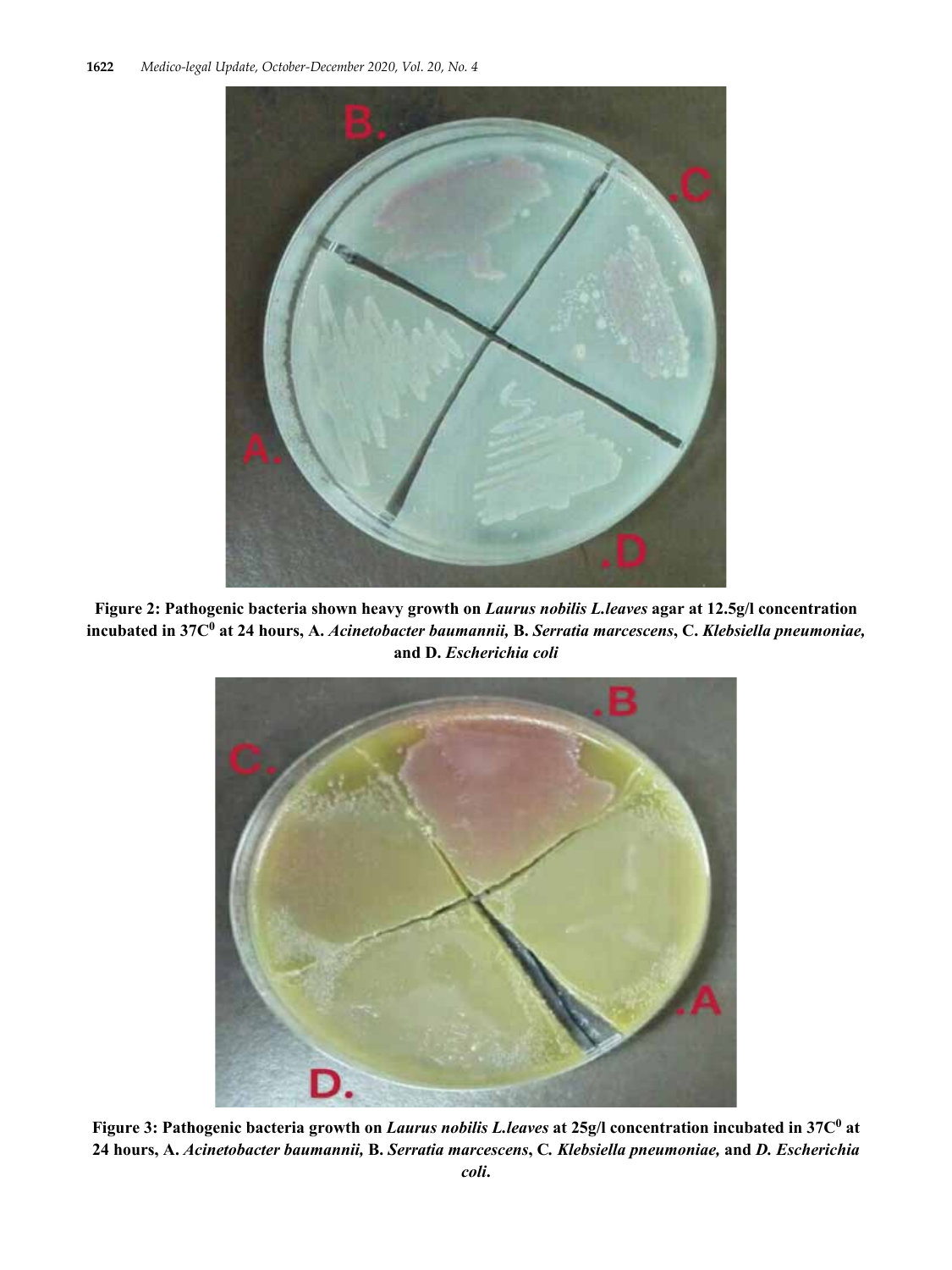**Figure 2: Pathogenic bacteria shown heavy growth on *Laurus nobilis L.leaves* agar at 12.5g/l concentration incubated in 37C$^0$ at 24 hours, A. *Acinetobacter baumannii,* B. *Serratia marcescens*, C. *Klebsiella pneumoniae,* and D. *Escherichia coli***

**Figure 3: Pathogenic bacteria growth on *Laurus nobilis L.leaves* at 25g/l concentration incubated in 37C$^0$ at 24 hours, A. *Acinetobacter baumannii,* B. *Serratia marcescens*, C. *Klebsiella pneumoniae,* and *D. Escherichia coli*.**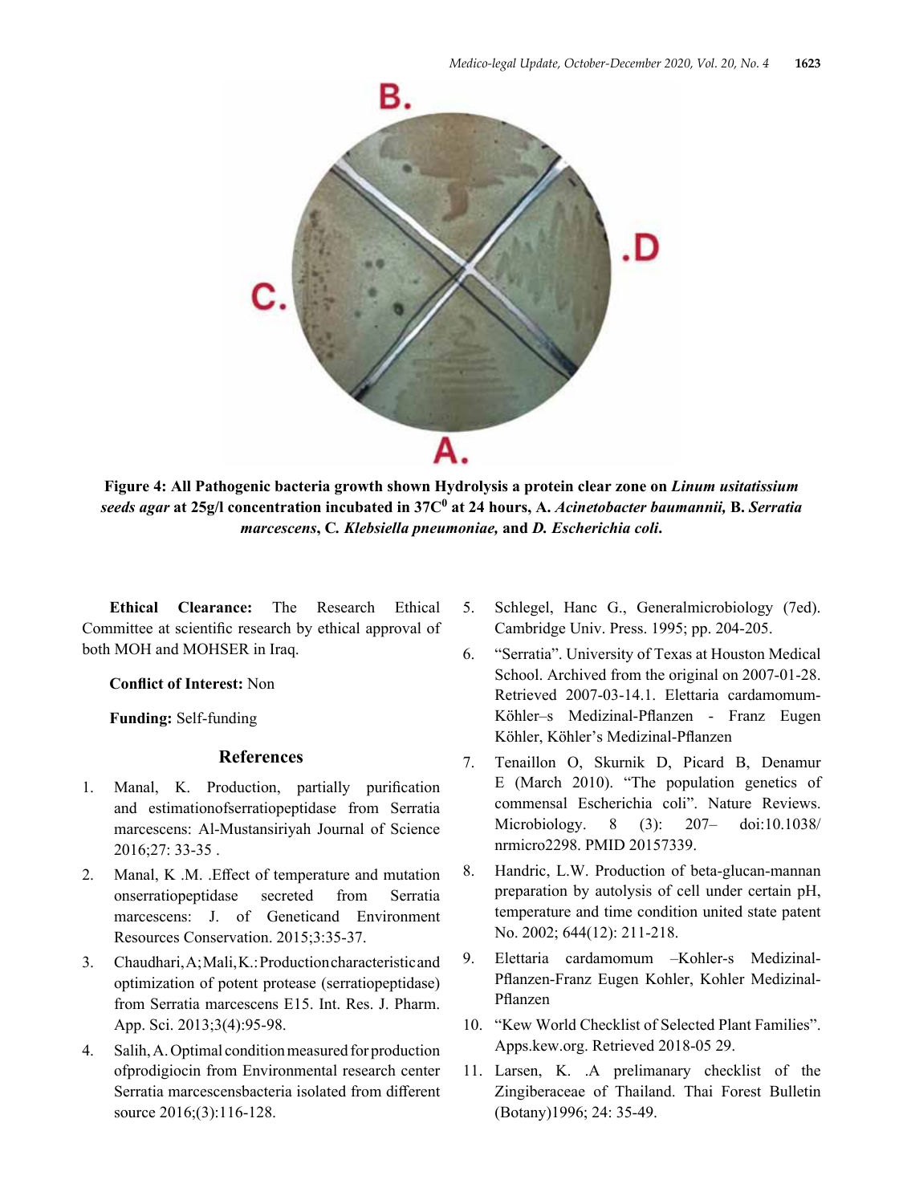**Figure 4: All Pathogenic bacteria growth shown Hydrolysis a protein clear zone on *Linum usitatissium seeds agar* at 25g/l concentration incubated in 37C$^0$ at 24 hours, A. *Acinetobacter baumannii,* B. *Serratia marcescens*, C. *Klebsiella pneumoniae,* and *D. Escherichia coli*.**

**Ethical Clearance:** The Research Ethical Committee at scientific research by ethical approval of both MOH and MOHSER in Iraq.

**Conflict of Interest:** Non

**Funding:** Self-funding

## References

1. Manal, K. Production, partially purification and estimationofserratiopeptidase from Serratia marcescens: Al-Mustansiriyah Journal of Science 2016;27: 33-35 .
2. Manal, K .M. .Effect of temperature and mutation onserratiopeptidase secreted from Serratia marcescens: J. of Geneticand Environment Resources Conservation. 2015;3:35-37.
3. Chaudhari, A; Mali, K.: Production characteristic and optimization of potent protease (serratiopeptidase) from Serratia marcescens E15. Int. Res. J. Pharm. App. Sci. 2013;3(4):95-98.
4. Salih, A. Optimal condition measured for production ofprodigiocin from Environmental research center Serratia marcescensbacteria isolated from different source 2016;(3):116-128.
5. Schlegel, Hanc G., Generalmicrobiology (7ed). Cambridge Univ. Press. 1995; pp. 204-205.
6. "Serratia". University of Texas at Houston Medical School. Archived from the original on 2007-01-28. Retrieved 2007-03-14.1. Elettaria cardamomum-Köhler–s Medizinal-Pflanzen - Franz Eugen Köhler, Köhler's Medizinal-Pflanzen
7. Tenaillon O, Skurnik D, Picard B, Denamur E (March 2010). "The population genetics of commensal Escherichia coli". Nature Reviews. Microbiology. 8 (3): 207– doi:10.1038/ nrmicro2298. PMID 20157339.
8. Handric, L.W. Production of beta-glucan-mannan preparation by autolysis of cell under certain pH, temperature and time condition united state patent No. 2002; 644(12): 211-218.
9. Elettaria cardamomum –Kohler-s Medizinal-Pflanzen-Franz Eugen Kohler, Kohler Medizinal-Pflanzen
10. "Kew World Checklist of Selected Plant Families". Apps.kew.org. Retrieved 2018-05 29.
11. Larsen, K. .A prelimanary checklist of the Zingiberaceae of Thailand. Thai Forest Bulletin (Botany)1996; 24: 35-49.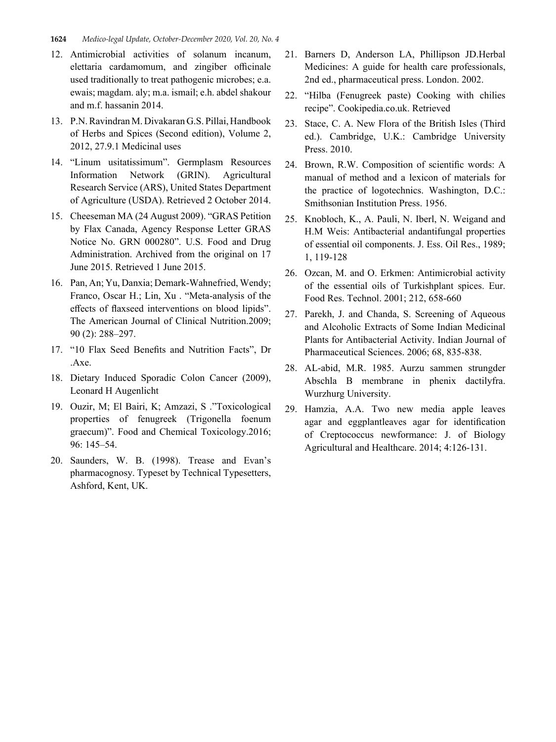12. Antimicrobial activities of solanum incanum, elettaria cardamomum, and zingiber officinale used traditionally to treat pathogenic microbes; e.a. ewais; magdam. aly; m.a. ismail; e.h. abdel shakour and m.f. hassanin 2014.
13. P.N. Ravindran M. Divakaran G.S. Pillai, Handbook of Herbs and Spices (Second edition), Volume 2, 2012, 27.9.1 Medicinal uses
14. "Linum usitatissimum". Germplasm Resources Information Network (GRIN). Agricultural Research Service (ARS), United States Department of Agriculture (USDA). Retrieved 2 October 2014.
15. Cheeseman MA (24 August 2009). "GRAS Petition by Flax Canada, Agency Response Letter GRAS Notice No. GRN 000280". U.S. Food and Drug Administration. Archived from the original on 17 June 2015. Retrieved 1 June 2015.
16. Pan, An; Yu, Danxia; Demark-Wahnefried, Wendy; Franco, Oscar H.; Lin, Xu . "Meta-analysis of the effects of flaxseed interventions on blood lipids". The American Journal of Clinical Nutrition.2009; 90 (2): 288–297.
17. "10 Flax Seed Benefits and Nutrition Facts", Dr .Axe.
18. Dietary Induced Sporadic Colon Cancer (2009), Leonard H Augenlicht
19. Ouzir, M; El Bairi, K; Amzazi, S ."Toxicological properties of fenugreek (Trigonella foenum graecum)". Food and Chemical Toxicology.2016; 96: 145–54.
20. Saunders, W. B. (1998). Trease and Evan's pharmacognosy. Typeset by Technical Typesetters, Ashford, Kent, UK.
21. Barners D, Anderson LA, Phillipson JD.Herbal Medicines: A guide for health care professionals, 2nd ed., pharmaceutical press. London. 2002.
22. "Hilba (Fenugreek paste) Cooking with chilies recipe". Cookipedia.co.uk. Retrieved
23. Stace, C. A. New Flora of the British Isles (Third ed.). Cambridge, U.K.: Cambridge University Press. 2010.
24. Brown, R.W. Composition of scientific words: A manual of method and a lexicon of materials for the practice of logotechnics. Washington, D.C.: Smithsonian Institution Press. 1956.
25. Knobloch, K., A. Pauli, N. Iberl, N. Weigand and H.M Weis: Antibacterial andantifungal properties of essential oil components. J. Ess. Oil Res., 1989; 1, 119-128
26. Ozcan, M. and O. Erkmen: Antimicrobial activity of the essential oils of Turkishplant spices. Eur. Food Res. Technol. 2001; 212, 658-660
27. Parekh, J. and Chanda, S. Screening of Aqueous and Alcoholic Extracts of Some Indian Medicinal Plants for Antibacterial Activity. Indian Journal of Pharmaceutical Sciences. 2006; 68, 835-838.
28. AL-abid, M.R. 1985. Aurzu sammen strungder Abschla B membrane in phenix dactilyfra. Wurzhurg University.
29. Hamzia, A.A. Two new media apple leaves agar and eggplantleaves agar for identification of Creptococcus newformance: J. of Biology Agricultural and Healthcare. 2014; 4:126-131.